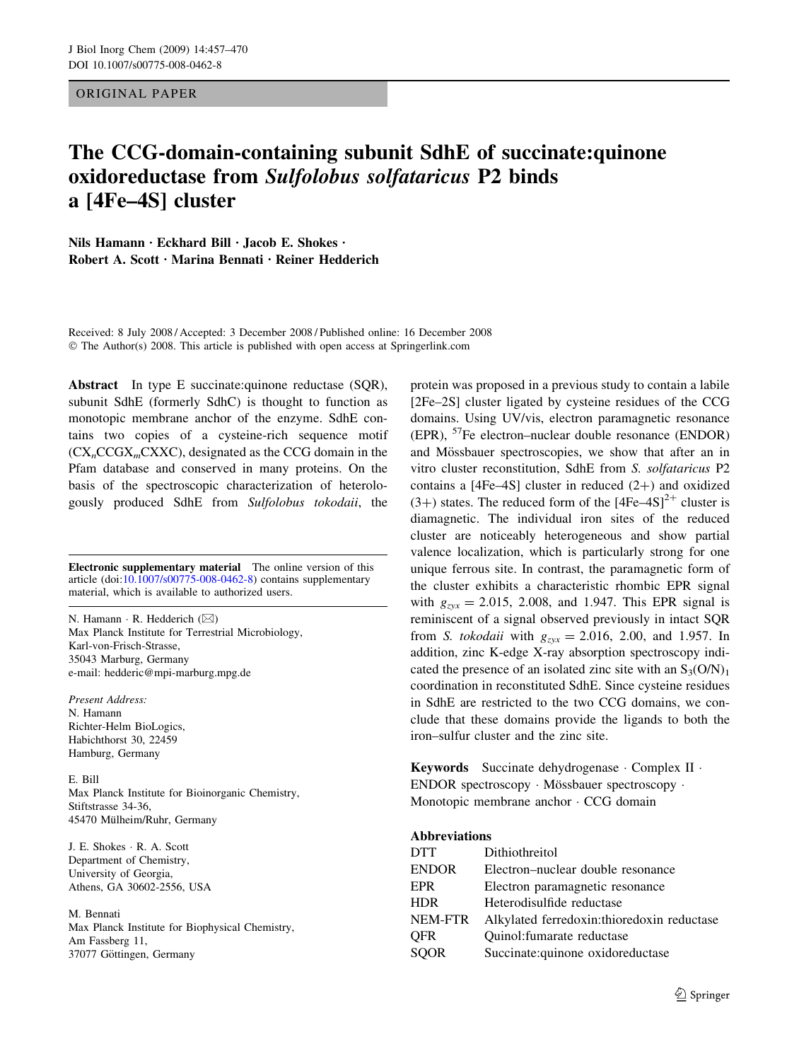ORIGINAL PAPER

# The CCG-domain-containing subunit SdhE of succinate:quinone oxidoreductase from *Sulfolobus solfataricus* P2 binds a [4Fe–4S] cluster

**Nils Hamann · Eckhard Bill · Jacob E. Shokes · Robert A. Scott · Marina Bennati · Reiner Hedderich**

Received: 8 July 2008 / Accepted: 3 December 2008 / Published online: 16 December 2008
© The Author(s) 2008. This article is published with open access at Springerlink.com

**Abstract** In type E succinate:quinone reductase (SQR), subunit SdhE (formerly SdhC) is thought to function as monotopic membrane anchor of the enzyme. SdhE contains two copies of a cysteine-rich sequence motif ($CX_nCCGX_mCXXC$), designated as the CCG domain in the Pfam database and conserved in many proteins. On the basis of the spectroscopic characterization of heterologously produced SdhE from *Sulfolobus tokodaii*, the protein was proposed in a previous study to contain a labile [2Fe–2S] cluster ligated by cysteine residues of the CCG domains. Using UV/vis, electron paramagnetic resonance (EPR), $^{57}$Fe electron–nuclear double resonance (ENDOR) and Mössbauer spectroscopies, we show that after an in vitro cluster reconstitution, SdhE from *S. solfataricus* P2 contains a [4Fe–4S] cluster in reduced (2+) and oxidized (3+) states. The reduced form of the $[4Fe–4S]^{2+}$ cluster is diamagnetic. The individual iron sites of the reduced cluster are noticeably heterogeneous and show partial valence localization, which is particularly strong for one unique ferrous site. In contrast, the paramagnetic form of the cluster exhibits a characteristic rhombic EPR signal with $g_{zyx} = 2.015$, 2.008, and 1.947. This EPR signal is reminiscent of a signal observed previously in intact SQR from *S. tokodaii* with $g_{zyx} = 2.016$, 2.00, and 1.957. In addition, zinc K-edge X-ray absorption spectroscopy indicated the presence of an isolated zinc site with an $S_3(O/N)_1$ coordination in reconstituted SdhE. Since cysteine residues in SdhE are restricted to the two CCG domains, we conclude that these domains provide the ligands to both the iron–sulfur cluster and the zinc site.

**Keywords** Succinate dehydrogenase · Complex II · ENDOR spectroscopy · Mössbauer spectroscopy · Monotopic membrane anchor · CCG domain

**Abbreviations**

| | |
|---|---|
| DTT | Dithiothreitol |
| ENDOR | Electron–nuclear double resonance |
| EPR | Electron paramagnetic resonance |
| HDR | Heterodisulfide reductase |
| NEM-FTR | Alkylated ferredoxin:thioredoxin reductase |
| QFR | Quinol:fumarate reductase |
| SQOR | Succinate:quinone oxidoreductase |

**Electronic supplementary material** The online version of this article (doi:10.1007/s00775-008-0462-8) contains supplementary material, which is available to authorized users.

N. Hamann · R. Hedderich (✉)
Max Planck Institute for Terrestrial Microbiology,
Karl-von-Frisch-Strasse,
35043 Marburg, Germany
e-mail: hedderic@mpi-marburg.mpg.de

*Present Address:*
N. Hamann
Richter-Helm BioLogics,
Habichthorst 30, 22459
Hamburg, Germany

E. Bill
Max Planck Institute for Bioinorganic Chemistry,
Stiftstrasse 34-36,
45470 Mülheim/Ruhr, Germany

J. E. Shokes · R. A. Scott
Department of Chemistry,
University of Georgia,
Athens, GA 30602-2556, USA

M. Bennati
Max Planck Institute for Biophysical Chemistry,
Am Fassberg 11,
37077 Göttingen, Germany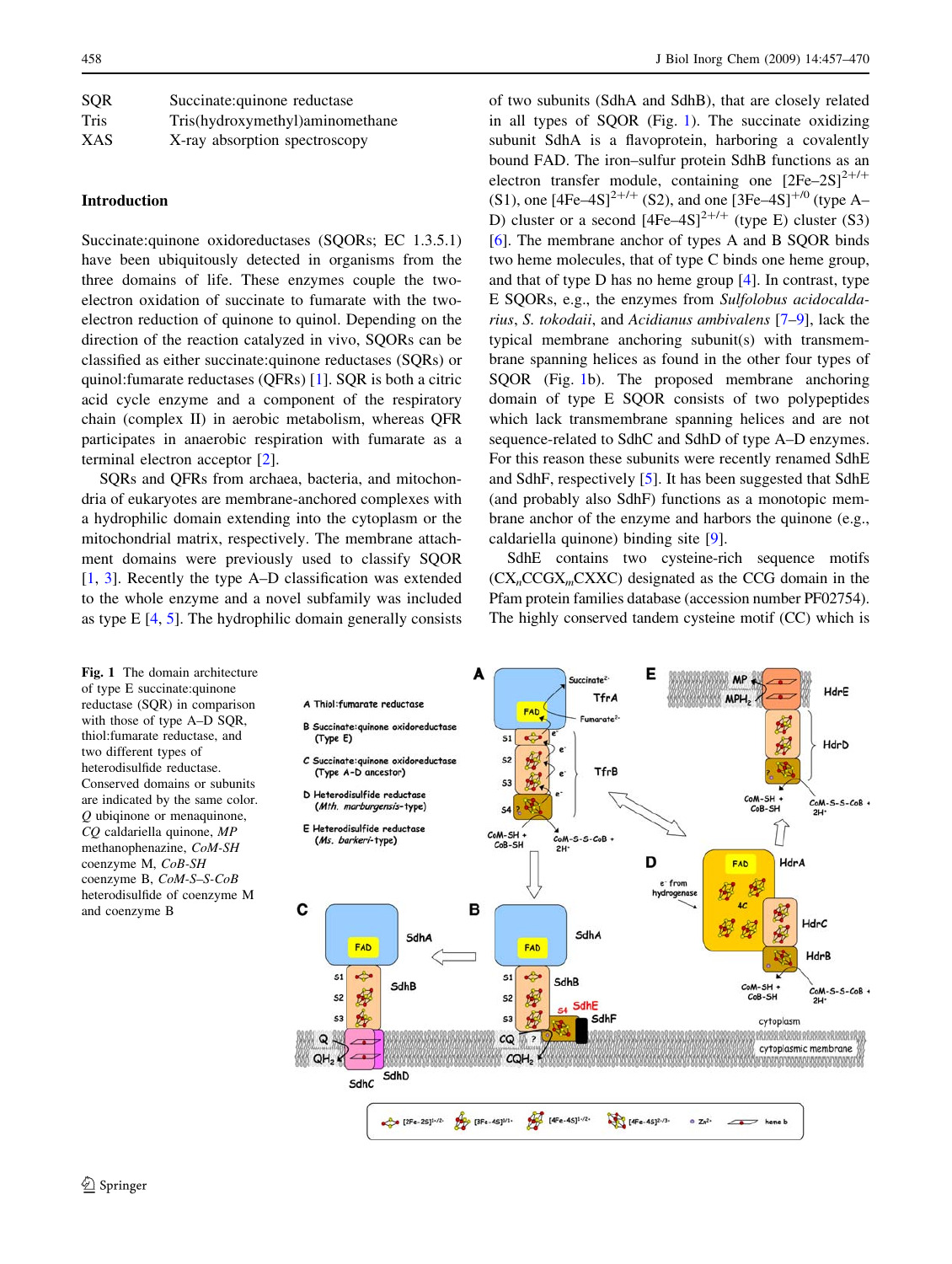| | |
|---|---|
| SQR | Succinate:quinone reductase |
| Tris | Tris(hydroxymethyl)aminomethane |
| XAS | X-ray absorption spectroscopy |

## Introduction

Succinate:quinone oxidoreductases (SQORs; EC 1.3.5.1) have been ubiquitously detected in organisms from the three domains of life. These enzymes couple the two-electron oxidation of succinate to fumarate with the two-electron reduction of quinone to quinol. Depending on the direction of the reaction catalyzed in vivo, SQORs can be classified as either succinate:quinone reductases (SQRs) or quinol:fumarate reductases (QFRs) [1]. SQR is both a citric acid cycle enzyme and a component of the respiratory chain (complex II) in aerobic metabolism, whereas QFR participates in anaerobic respiration with fumarate as a terminal electron acceptor [2].

SQRs and QFRs from archaea, bacteria, and mitochondria of eukaryotes are membrane-anchored complexes with a hydrophilic domain extending into the cytoplasm or the mitochondrial matrix, respectively. The membrane attachment domains were previously used to classify SQOR [1, 3]. Recently the type A–D classification was extended to the whole enzyme and a novel subfamily was included as type E [4, 5]. The hydrophilic domain generally consists of two subunits (SdhA and SdhB), that are closely related in all types of SQOR (Fig. 1). The succinate oxidizing subunit SdhA is a flavoprotein, harboring a covalently bound FAD. The iron–sulfur protein SdhB functions as an electron transfer module, containing one $[2Fe–2S]^{2+/+}$ (S1), one $[4Fe–4S]^{2+/+}$ (S2), and one $[3Fe–4S]^{+/0}$ (type A–D) cluster or a second $[4Fe–4S]^{2+/+}$ (type E) cluster (S3) [6]. The membrane anchor of types A and B SQOR binds two heme molecules, that of type C binds one heme group, and that of type D has no heme group [4]. In contrast, type E SQORs, e.g., the enzymes from *Sulfolobus acidocaldarius*, *S. tokodaii*, and *Acidianus ambivalens* [7–9], lack the typical membrane anchoring subunit(s) with transmembrane spanning helices as found in the other four types of SQOR (Fig. 1b). The proposed membrane anchoring domain of type E SQOR consists of two polypeptides which lack transmembrane spanning helices and are not sequence-related to SdhC and SdhD of type A–D enzymes. For this reason these subunits were recently renamed SdhE and SdhF, respectively [5]. It has been suggested that SdhE (and probably also SdhF) functions as a monotopic membrane anchor of the enzyme and harbors the quinone (e.g., caldariella quinone) binding site [9].

SdhE contains two cysteine-rich sequence motifs ($CX_nCCGX_mCXXC$) designated as the CCG domain in the Pfam protein families database (accession number PF02754). The highly conserved tandem cysteine motif (CC) which is

**Fig. 1** The domain architecture of type E succinate:quinone reductase (SQR) in comparison with those of type A–D SQR, thiol:fumarate reductase, and two different types of heterodisulfide reductase. Conserved domains or subunits are indicated by the same color. *Q* ubiquinone or menaquinone, *CQ* caldariella quinone, *MP* methanophenazine, *CoM-SH* coenzyme M, *CoB-SH* coenzyme B, *CoM-S–S-CoB* heterodisulfide of coenzyme M and coenzyme B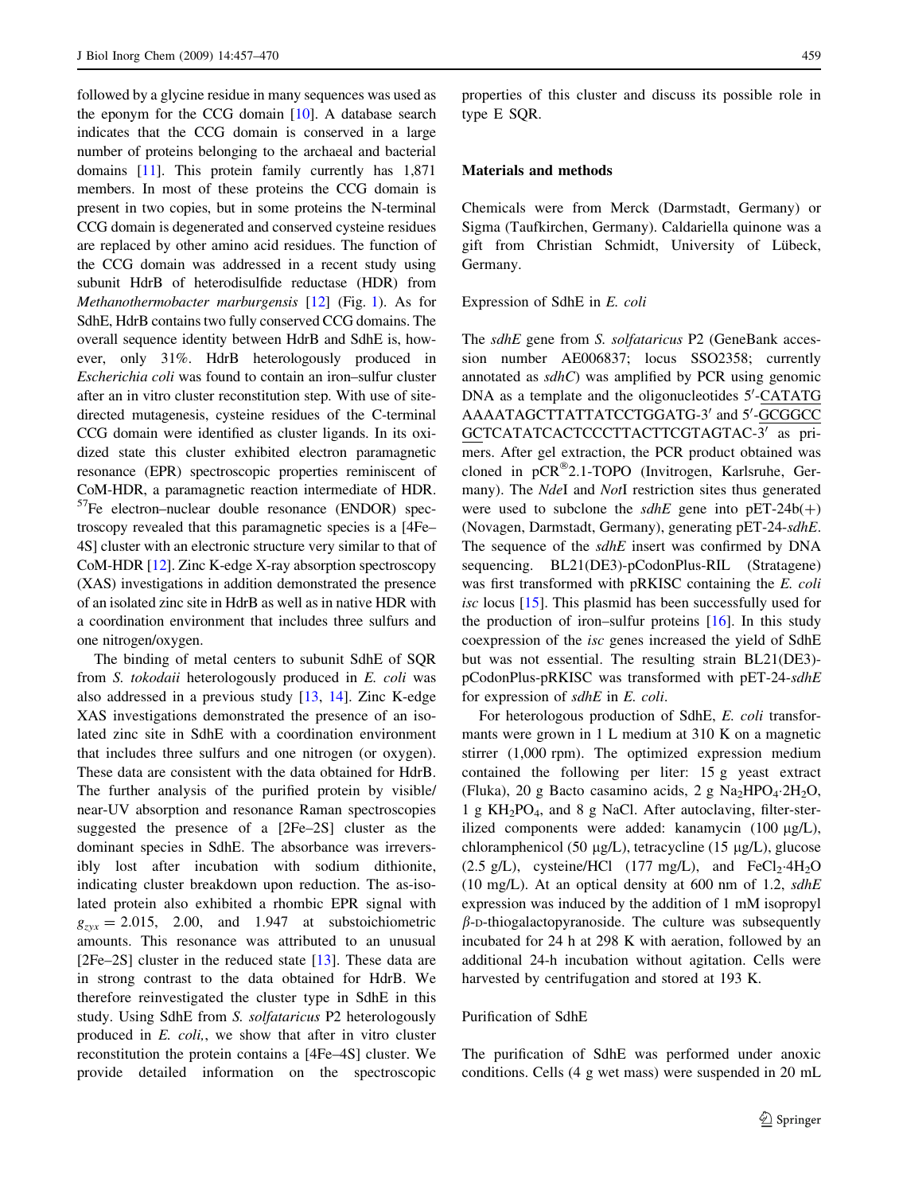followed by a glycine residue in many sequences was used as the eponym for the CCG domain [10]. A database search indicates that the CCG domain is conserved in a large number of proteins belonging to the archaeal and bacterial domains [11]. This protein family currently has 1,871 members. In most of these proteins the CCG domain is present in two copies, but in some proteins the N-terminal CCG domain is degenerated and conserved cysteine residues are replaced by other amino acid residues. The function of the CCG domain was addressed in a recent study using subunit HdrB of heterodisulfide reductase (HDR) from *Methanothermobacter marburgensis* [12] (Fig. 1). As for SdhE, HdrB contains two fully conserved CCG domains. The overall sequence identity between HdrB and SdhE is, however, only 31%. HdrB heterologously produced in *Escherichia coli* was found to contain an iron–sulfur cluster after an in vitro cluster reconstitution step. With use of site-directed mutagenesis, cysteine residues of the C-terminal CCG domain were identified as cluster ligands. In its oxidized state this cluster exhibited electron paramagnetic resonance (EPR) spectroscopic properties reminiscent of CoM-HDR, a paramagnetic reaction intermediate of HDR. $^{57}$Fe electron–nuclear double resonance (ENDOR) spectroscopy revealed that this paramagnetic species is a [4Fe–4S] cluster with an electronic structure very similar to that of CoM-HDR [12]. Zinc K-edge X-ray absorption spectroscopy (XAS) investigations in addition demonstrated the presence of an isolated zinc site in HdrB as well as in native HDR with a coordination environment that includes three sulfurs and one nitrogen/oxygen.

The binding of metal centers to subunit SdhE of SQR from *S. tokodaii* heterologously produced in *E. coli* was also addressed in a previous study [13, 14]. Zinc K-edge XAS investigations demonstrated the presence of an isolated zinc site in SdhE with a coordination environment that includes three sulfurs and one nitrogen (or oxygen). These data are consistent with the data obtained for HdrB. The further analysis of the purified protein by visible/near-UV absorption and resonance Raman spectroscopies suggested the presence of a [2Fe–2S] cluster as the dominant species in SdhE. The absorbance was irreversibly lost after incubation with sodium dithionite, indicating cluster breakdown upon reduction. The as-isolated protein also exhibited a rhombic EPR signal with $g_{zyx} = 2.015$, 2.00, and 1.947 at substoichiometric amounts. This resonance was attributed to an unusual [2Fe–2S] cluster in the reduced state [13]. These data are in strong contrast to the data obtained for HdrB. We therefore reinvestigated the cluster type in SdhE in this study. Using SdhE from *S. solfataricus* P2 heterologously produced in *E. coli,*, we show that after in vitro cluster reconstitution the protein contains a [4Fe–4S] cluster. We provide detailed information on the spectroscopic properties of this cluster and discuss its possible role in type E SQR.

## Materials and methods

Chemicals were from Merck (Darmstadt, Germany) or Sigma (Taufkirchen, Germany). Caldariella quinone was a gift from Christian Schmidt, University of Lübeck, Germany.

### Expression of SdhE in *E. coli*

The *sdhE* gene from *S. solfataricus* P2 (GeneBank accession number AE006837; locus SSO2358; currently annotated as *sdhC*) was amplified by PCR using genomic DNA as a template and the oligonucleotides 5′-CATATGAAAATAGCTTATTATCCTGGATG-3′ and 5′-GCGGCCGCTCATATCACTCCCTTACTTCGTAGTAC-3′ as primers. After gel extraction, the PCR product obtained was cloned in pCR®2.1-TOPO (Invitrogen, Karlsruhe, Germany). The *Nde*I and *Not*I restriction sites thus generated were used to subclone the *sdhE* gene into pET-24b(+) (Novagen, Darmstadt, Germany), generating pET-24-*sdhE*. The sequence of the *sdhE* insert was confirmed by DNA sequencing. BL21(DE3)-pCodonPlus-RIL (Stratagene) was first transformed with pRKISC containing the *E. coli isc* locus [15]. This plasmid has been successfully used for the production of iron–sulfur proteins [16]. In this study coexpression of the *isc* genes increased the yield of SdhE but was not essential. The resulting strain BL21(DE3)-pCodonPlus-pRKISC was transformed with pET-24-*sdhE* for expression of *sdhE* in *E. coli*.

For heterologous production of SdhE, *E. coli* transformants were grown in 1 L medium at 310 K on a magnetic stirrer (1,000 rpm). The optimized expression medium contained the following per liter: 15 g yeast extract (Fluka), 20 g Bacto casamino acids, 2 g $Na_2HPO_4 \cdot 2H_2O$, 1 g $KH_2PO_4$, and 8 g NaCl. After autoclaving, filter-sterilized components were added: kanamycin (100 μg/L), chloramphenicol (50 μg/L), tetracycline (15 μg/L), glucose (2.5 g/L), cysteine/HCl (177 mg/L), and $FeCl_2 \cdot 4H_2O$ (10 mg/L). At an optical density at 600 nm of 1.2, *sdhE* expression was induced by the addition of 1 mM isopropyl β-D-thiogalactopyranoside. The culture was subsequently incubated for 24 h at 298 K with aeration, followed by an additional 24-h incubation without agitation. Cells were harvested by centrifugation and stored at 193 K.

### Purification of SdhE

The purification of SdhE was performed under anoxic conditions. Cells (4 g wet mass) were suspended in 20 mL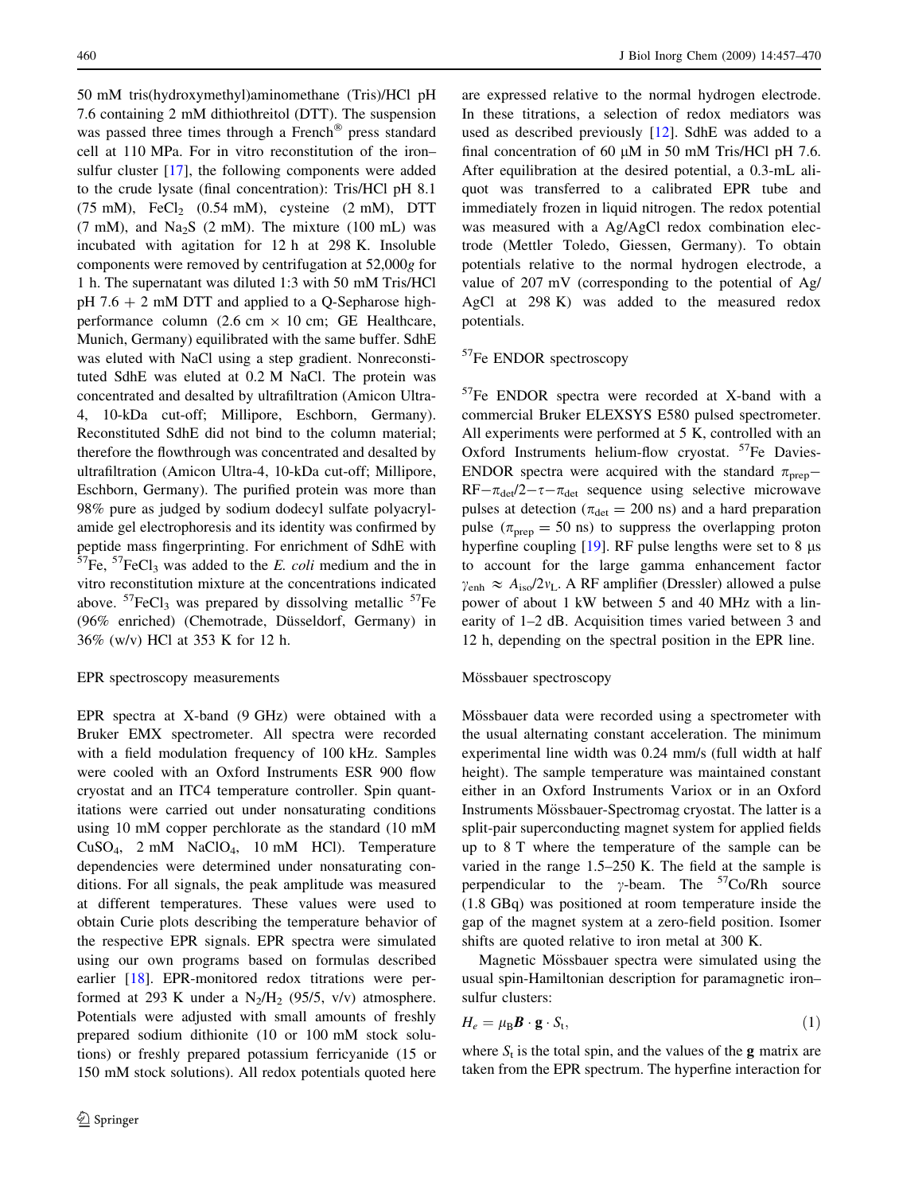50 mM tris(hydroxymethyl)aminomethane (Tris)/HCl pH 7.6 containing 2 mM dithiothreitol (DTT). The suspension was passed three times through a French® press standard cell at 110 MPa. For in vitro reconstitution of the iron–sulfur cluster [17], the following components were added to the crude lysate (final concentration): Tris/HCl pH 8.1 (75 mM), $FeCl_2$ (0.54 mM), cysteine (2 mM), DTT (7 mM), and $Na_2S$ (2 mM). The mixture (100 mL) was incubated with agitation for 12 h at 298 K. Insoluble components were removed by centrifugation at 52,000*g* for 1 h. The supernatant was diluted 1:3 with 50 mM Tris/HCl pH 7.6 + 2 mM DTT and applied to a Q-Sepharose high-performance column (2.6 cm × 10 cm; GE Healthcare, Munich, Germany) equilibrated with the same buffer. SdhE was eluted with NaCl using a step gradient. Nonreconstituted SdhE was eluted at 0.2 M NaCl. The protein was concentrated and desalted by ultrafiltration (Amicon Ultra-4, 10-kDa cut-off; Millipore, Eschborn, Germany). Reconstituted SdhE did not bind to the column material; therefore the flowthrough was concentrated and desalted by ultrafiltration (Amicon Ultra-4, 10-kDa cut-off; Millipore, Eschborn, Germany). The purified protein was more than 98% pure as judged by sodium dodecyl sulfate polyacrylamide gel electrophoresis and its identity was confirmed by peptide mass fingerprinting. For enrichment of SdhE with $^{57}Fe$, $^{57}FeCl_3$ was added to the *E. coli* medium and the in vitro reconstitution mixture at the concentrations indicated above. $^{57}FeCl_3$ was prepared by dissolving metallic $^{57}Fe$ (96% enriched) (Chemotrade, Düsseldorf, Germany) in 36% (w/v) HCl at 353 K for 12 h.

## EPR spectroscopy measurements

EPR spectra at X-band (9 GHz) were obtained with a Bruker EMX spectrometer. All spectra were recorded with a field modulation frequency of 100 kHz. Samples were cooled with an Oxford Instruments ESR 900 flow cryostat and an ITC4 temperature controller. Spin quantitations were carried out under nonsaturating conditions using 10 mM copper perchlorate as the standard (10 mM $CuSO_4$, 2 mM $NaClO_4$, 10 mM HCl). Temperature dependencies were determined under nonsaturating conditions. For all signals, the peak amplitude was measured at different temperatures. These values were used to obtain Curie plots describing the temperature behavior of the respective EPR signals. EPR spectra were simulated using our own programs based on formulas described earlier [18]. EPR-monitored redox titrations were performed at 293 K under a $N_2/H_2$ (95/5, v/v) atmosphere. Potentials were adjusted with small amounts of freshly prepared sodium dithionite (10 or 100 mM stock solutions) or freshly prepared potassium ferricyanide (15 or 150 mM stock solutions). All redox potentials quoted here are expressed relative to the normal hydrogen electrode. In these titrations, a selection of redox mediators was used as described previously [12]. SdhE was added to a final concentration of 60 μM in 50 mM Tris/HCl pH 7.6. After equilibration at the desired potential, a 0.3-mL aliquot was transferred to a calibrated EPR tube and immediately frozen in liquid nitrogen. The redox potential was measured with a Ag/AgCl redox combination electrode (Mettler Toledo, Giessen, Germany). To obtain potentials relative to the normal hydrogen electrode, a value of 207 mV (corresponding to the potential of Ag/AgCl at 298 K) was added to the measured redox potentials.

## $^{57}Fe$ ENDOR spectroscopy

$^{57}Fe$ ENDOR spectra were recorded at X-band with a commercial Bruker ELEXSYS E580 pulsed spectrometer. All experiments were performed at 5 K, controlled with an Oxford Instruments helium-flow cryostat. $^{57}Fe$ Davies-ENDOR spectra were acquired with the standard $\pi_{prep}$–RF–$\pi_{det}/2$–$\tau$–$\pi_{det}$ sequence using selective microwave pulses at detection ($\pi_{det} = 200$ ns) and a hard preparation pulse ($\pi_{prep} = 50$ ns) to suppress the overlapping proton hyperfine coupling [19]. RF pulse lengths were set to 8 μs to account for the large gamma enhancement factor $\gamma_{enh} \approx A_{iso}/2\nu_L$. A RF amplifier (Dressler) allowed a pulse power of about 1 kW between 5 and 40 MHz with a linearity of 1–2 dB. Acquisition times varied between 3 and 12 h, depending on the spectral position in the EPR line.

## Mössbauer spectroscopy

Mössbauer data were recorded using a spectrometer with the usual alternating constant acceleration. The minimum experimental line width was 0.24 mm/s (full width at half height). The sample temperature was maintained constant either in an Oxford Instruments Variox or in an Oxford Instruments Mössbauer-Spectromag cryostat. The latter is a split-pair superconducting magnet system for applied fields up to 8 T where the temperature of the sample can be varied in the range 1.5–250 K. The field at the sample is perpendicular to the γ-beam. The $^{57}Co$/Rh source (1.8 GBq) was positioned at room temperature inside the gap of the magnet system at a zero-field position. Isomer shifts are quoted relative to iron metal at 300 K.

Magnetic Mössbauer spectra were simulated using the usual spin-Hamiltonian description for paramagnetic iron–sulfur clusters:

$$H_e = \mu_B \boldsymbol{B} \cdot \mathbf{g} \cdot S_t, \quad (1)$$

where $S_t$ is the total spin, and the values of the **g** matrix are taken from the EPR spectrum. The hyperfine interaction for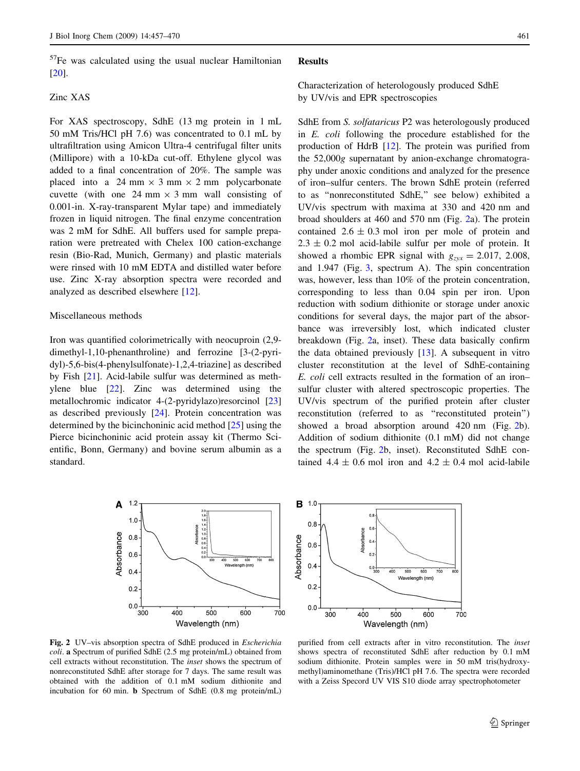$^{57}Fe$ was calculated using the usual nuclear Hamiltonian [20].

### Zinc XAS

For XAS spectroscopy, SdhE (13 mg protein in 1 mL 50 mM Tris/HCl pH 7.6) was concentrated to 0.1 mL by ultrafiltration using Amicon Ultra-4 centrifugal filter units (Millipore) with a 10-kDa cut-off. Ethylene glycol was added to a final concentration of 20%. The sample was placed into a 24 mm × 3 mm × 2 mm polycarbonate cuvette (with one 24 mm × 3 mm wall consisting of 0.001-in. X-ray-transparent Mylar tape) and immediately frozen in liquid nitrogen. The final enzyme concentration was 2 mM for SdhE. All buffers used for sample preparation were pretreated with Chelex 100 cation-exchange resin (Bio-Rad, Munich, Germany) and plastic materials were rinsed with 10 mM EDTA and distilled water before use. Zinc X-ray absorption spectra were recorded and analyzed as described elsewhere [12].

### Miscellaneous methods

Iron was quantified colorimetrically with neocuproin (2,9-dimethyl-1,10-phenanthroline) and ferrozine [3-(2-pyridyl)-5,6-bis(4-phenylsulfonate)-1,2,4-triazine] as described by Fish [21]. Acid-labile sulfur was determined as methylene blue [22]. Zinc was determined using the metallochromic indicator 4-(2-pyridylazo)resorcinol [23] as described previously [24]. Protein concentration was determined by the bicinchoninic acid method [25] using the Pierce bicinchoninic acid protein assay kit (Thermo Scientific, Bonn, Germany) and bovine serum albumin as a standard.

## Results

### Characterization of heterologously produced SdhE by UV/vis and EPR spectroscopies

SdhE from *S. solfataricus* P2 was heterologously produced in *E. coli* following the procedure established for the production of HdrB [12]. The protein was purified from the 52,000*g* supernatant by anion-exchange chromatography under anoxic conditions and analyzed for the presence of iron–sulfur centers. The brown SdhE protein (referred to as "nonreconstituted SdhE," see below) exhibited a UV/vis spectrum with maxima at 330 and 420 nm and broad shoulders at 460 and 570 nm (Fig. 2a). The protein contained 2.6 ± 0.3 mol iron per mole of protein and 2.3 ± 0.2 mol acid-labile sulfur per mole of protein. It showed a rhombic EPR signal with $g_{zyx} = 2.017$, 2.008, and 1.947 (Fig. 3, spectrum A). The spin concentration was, however, less than 10% of the protein concentration, corresponding to less than 0.04 spin per iron. Upon reduction with sodium dithionite or storage under anoxic conditions for several days, the major part of the absorbance was irreversibly lost, which indicated cluster breakdown (Fig. 2a, inset). These data basically confirm the data obtained previously [13]. A subsequent in vitro cluster reconstitution at the level of SdhE-containing *E. coli* cell extracts resulted in the formation of an iron–sulfur cluster with altered spectroscopic properties. The UV/vis spectrum of the purified protein after cluster reconstitution (referred to as "reconstituted protein") showed a broad absorption around 420 nm (Fig. 2b). Addition of sodium dithionite (0.1 mM) did not change the spectrum (Fig. 2b, inset). Reconstituted SdhE contained 4.4 ± 0.6 mol iron and 4.2 ± 0.4 mol acid-labile

**Fig. 2** UV–vis absorption spectra of SdhE produced in *Escherichia coli*. **a** Spectrum of purified SdhE (2.5 mg protein/mL) obtained from cell extracts without reconstitution. The *inset* shows the spectrum of nonreconstituted SdhE after storage for 7 days. The same result was obtained with the addition of 0.1 mM sodium dithionite and incubation for 60 min. **b** Spectrum of SdhE (0.8 mg protein/mL) purified from cell extracts after in vitro reconstitution. The *inset* shows spectra of reconstituted SdhE after reduction by 0.1 mM sodium dithionite. Protein samples were in 50 mM tris(hydroxymethyl)aminomethane (Tris)/HCl pH 7.6. The spectra were recorded with a Zeiss Specord UV VIS S10 diode array spectrophotometer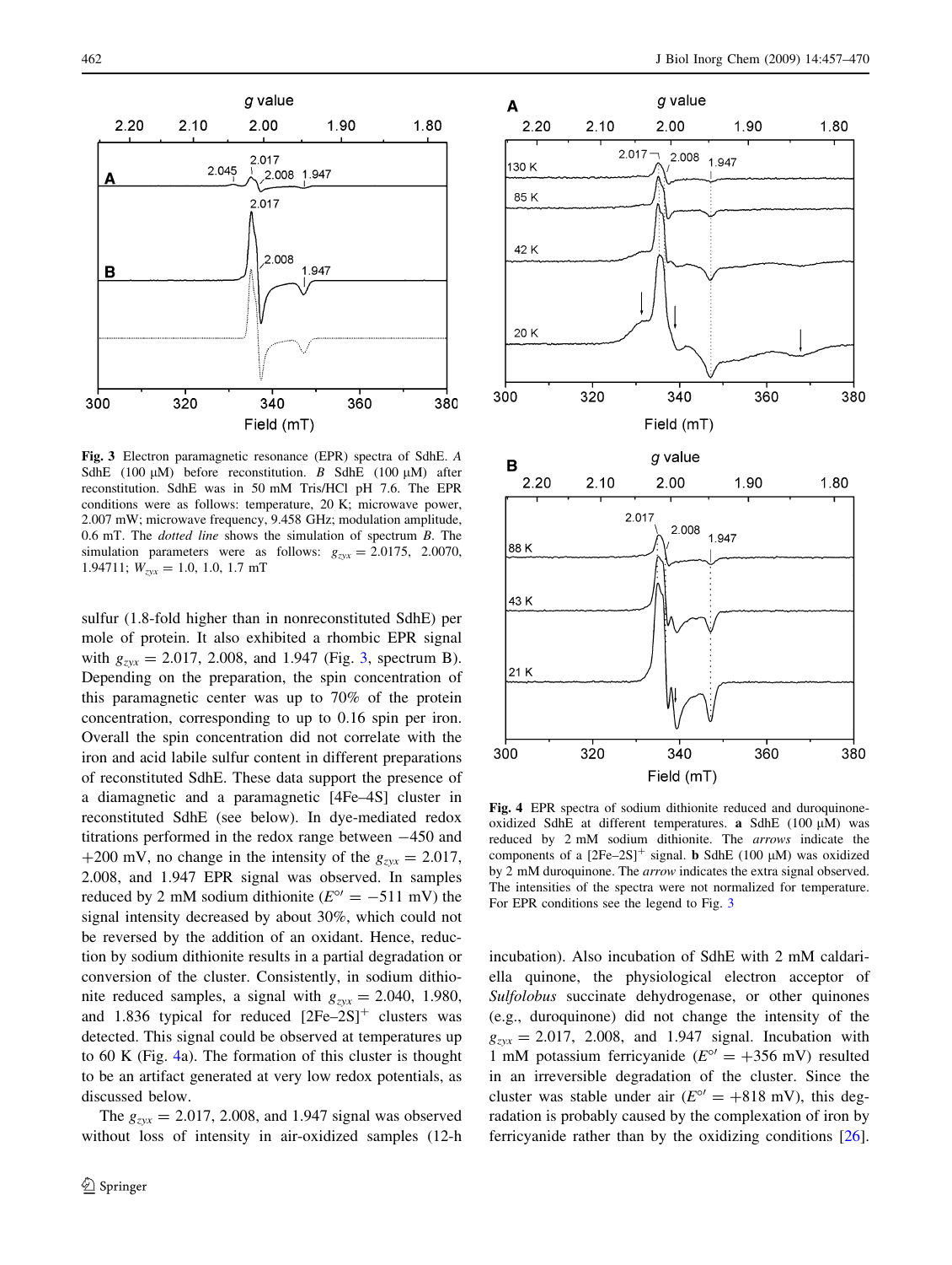Fig. 3 Electron paramagnetic resonance (EPR) spectra of SdhE. *A* SdhE (100 μM) before reconstitution. *B* SdhE (100 μM) after reconstitution. SdhE was in 50 mM Tris/HCl pH 7.6. The EPR conditions were as follows: temperature, 20 K; microwave power, 2.007 mW; microwave frequency, 9.458 GHz; modulation amplitude, 0.6 mT. The *dotted line* shows the simulation of spectrum *B*. The simulation parameters were as follows: $g_{zyx}$ = 2.0175, 2.0070, 1.94711; $W_{zyx}$ = 1.0, 1.0, 1.7 mT

sulfur (1.8-fold higher than in nonreconstituted SdhE) per mole of protein. It also exhibited a rhombic EPR signal with $g_{zyx}$ = 2.017, 2.008, and 1.947 (Fig. 3, spectrum B). Depending on the preparation, the spin concentration of this paramagnetic center was up to 70% of the protein concentration, corresponding to up to 0.16 spin per iron. Overall the spin concentration did not correlate with the iron and acid labile sulfur content in different preparations of reconstituted SdhE. These data support the presence of a diamagnetic and a paramagnetic [4Fe–4S] cluster in reconstituted SdhE (see below). In dye-mediated redox titrations performed in the redox range between −450 and +200 mV, no change in the intensity of the $g_{zyx}$ = 2.017, 2.008, and 1.947 EPR signal was observed. In samples reduced by 2 mM sodium dithionite ($E^{\circ\prime}$ = −511 mV) the signal intensity decreased by about 30%, which could not be reversed by the addition of an oxidant. Hence, reduction by sodium dithionite results in a partial degradation or conversion of the cluster. Consistently, in sodium dithionite reduced samples, a signal with $g_{zyx}$ = 2.040, 1.980, and 1.836 typical for reduced $[2Fe–2S]^{+}$ clusters was detected. This signal could be observed at temperatures up to 60 K (Fig. 4a). The formation of this cluster is thought to be an artifact generated at very low redox potentials, as discussed below.

The $g_{zyx}$ = 2.017, 2.008, and 1.947 signal was observed without loss of intensity in air-oxidized samples (12-h incubation). Also incubation of SdhE with 2 mM caldariella quinone, the physiological electron acceptor of *Sulfolobus* succinate dehydrogenase, or other quinones (e.g., duroquinone) did not change the intensity of the $g_{zyx}$ = 2.017, 2.008, and 1.947 signal. Incubation with 1 mM potassium ferricyanide ($E^{\circ\prime}$ = +356 mV) resulted in an irreversible degradation of the cluster. Since the cluster was stable under air ($E^{\circ\prime}$ = +818 mV), this degradation is probably caused by the complexation of iron by ferricyanide rather than by the oxidizing conditions [26].

Fig. 4 EPR spectra of sodium dithionite reduced and duroquinone-oxidized SdhE at different temperatures. **a** SdhE (100 μM) was reduced by 2 mM sodium dithionite. The *arrows* indicate the components of a $[2Fe–2S]^{+}$ signal. **b** SdhE (100 μM) was oxidized by 2 mM duroquinone. The *arrow* indicates the extra signal observed. The intensities of the spectra were not normalized for temperature. For EPR conditions see the legend to Fig. 3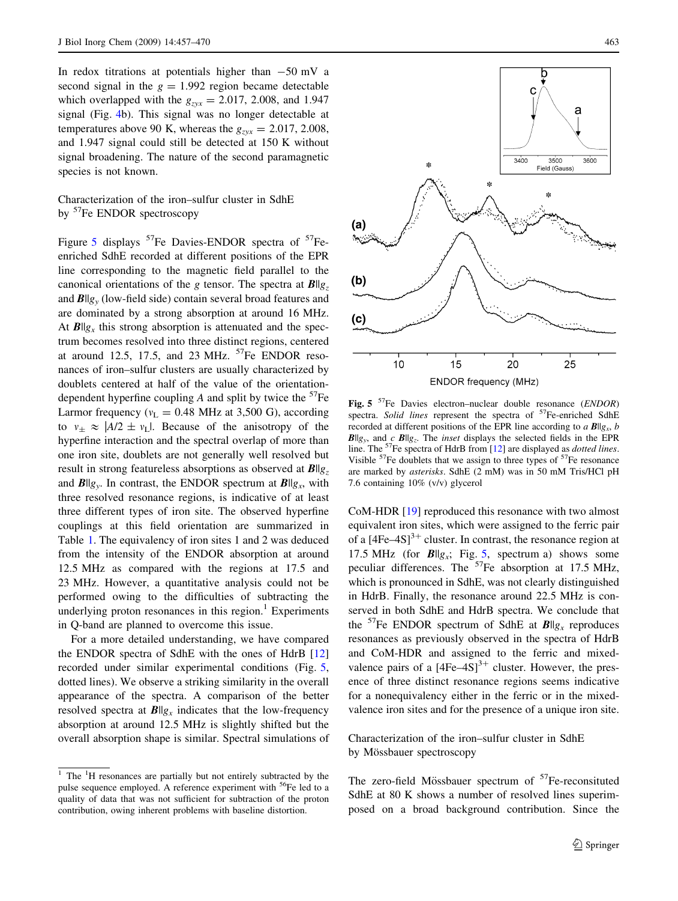In redox titrations at potentials higher than −50 mV a second signal in the $g = 1.992$ region became detectable which overlapped with the $g_{zyx} = 2.017, 2.008,$ and 1.947 signal (Fig. 4b). This signal was no longer detectable at temperatures above 90 K, whereas the $g_{zyx} = 2.017, 2.008,$ and 1.947 signal could still be detected at 150 K without signal broadening. The nature of the second paramagnetic species is not known.

## Characterization of the iron–sulfur cluster in SdhE by $^{57}$Fe ENDOR spectroscopy

Figure 5 displays $^{57}$Fe Davies-ENDOR spectra of $^{57}$Fe-enriched SdhE recorded at different positions of the EPR line corresponding to the magnetic field parallel to the canonical orientations of the $g$ tensor. The spectra at $\boldsymbol{B} \| g_z$ and $\boldsymbol{B} \| g_y$ (low-field side) contain several broad features and are dominated by a strong absorption at around 16 MHz. At $\boldsymbol{B} \| g_x$ this strong absorption is attenuated and the spectrum becomes resolved into three distinct regions, centered at around 12.5, 17.5, and 23 MHz. $^{57}$Fe ENDOR resonances of iron–sulfur clusters are usually characterized by doublets centered at half of the value of the orientation-dependent hyperfine coupling $A$ and split by twice the $^{57}$Fe Larmor frequency ($\nu_L = 0.48$ MHz at 3,500 G), according to $\nu_\pm \approx |A/2 \pm \nu_L|$. Because of the anisotropy of the hyperfine interaction and the spectral overlap of more than one iron site, doublets are not generally well resolved but result in strong featureless absorptions as observed at $\boldsymbol{B} \| g_z$ and $\boldsymbol{B} \| g_y$. In contrast, the ENDOR spectrum at $\boldsymbol{B} \| g_x$, with three resolved resonance regions, is indicative of at least three different types of iron site. The observed hyperfine couplings at this field orientation are summarized in Table 1. The equivalency of iron sites 1 and 2 was deduced from the intensity of the ENDOR absorption at around 12.5 MHz as compared with the regions at 17.5 and 23 MHz. However, a quantitative analysis could not be performed owing to the difficulties of subtracting the underlying proton resonances in this region.[1] Experiments in Q-band are planned to overcome this issue.

For a more detailed understanding, we have compared the ENDOR spectra of SdhE with the ones of HdrB [12] recorded under similar experimental conditions (Fig. 5, dotted lines). We observe a striking similarity in the overall appearance of the spectra. A comparison of the better resolved spectra at $\boldsymbol{B} \| g_x$ indicates that the low-frequency absorption at around 12.5 MHz is slightly shifted but the overall absorption shape is similar. Spectral simulations of

**Fig. 5** $^{57}$Fe Davies electron–nuclear double resonance (*ENDOR*) spectra. *Solid lines* represent the spectra of $^{57}$Fe-enriched SdhE recorded at different positions of the EPR line according to *a* $\boldsymbol{B} \| g_x$, *b* $\boldsymbol{B} \| g_y$, and *c* $\boldsymbol{B} \| g_z$. The *inset* displays the selected fields in the EPR line. The $^{57}$Fe spectra of HdrB from [12] are displayed as *dotted lines*. Visible $^{57}$Fe doublets that we assign to three types of $^{57}$Fe resonance are marked by *asterisks*. SdhE (2 mM) was in 50 mM Tris/HCl pH 7.6 containing 10% (v/v) glycerol

CoM-HDR [19] reproduced this resonance with two almost equivalent iron sites, which were assigned to the ferric pair of a $[4Fe–4S]^{3+}$ cluster. In contrast, the resonance region at 17.5 MHz (for $\boldsymbol{B} \| g_x$; Fig. 5, spectrum a) shows some peculiar differences. The $^{57}$Fe absorption at 17.5 MHz, which is pronounced in SdhE, was not clearly distinguished in HdrB. Finally, the resonance around 22.5 MHz is conserved in both SdhE and HdrB spectra. We conclude that the $^{57}$Fe ENDOR spectrum of SdhE at $\boldsymbol{B} \| g_x$ reproduces resonances as previously observed in the spectra of HdrB and CoM-HDR and assigned to the ferric and mixed-valence pairs of a $[4Fe–4S]^{3+}$ cluster. However, the presence of three distinct resonance regions seems indicative for a nonequivalency either in the ferric or in the mixed-valence iron sites and for the presence of a unique iron site.

## Characterization of the iron–sulfur cluster in SdhE by Mössbauer spectroscopy

The zero-field Mössbauer spectrum of $^{57}$Fe-reconsituted SdhE at 80 K shows a number of resolved lines superimposed on a broad background contribution. Since the

[1] The $^{1}$H resonances are partially but not entirely subtracted by the pulse sequence employed. A reference experiment with $^{56}$Fe led to a quality of data that was not sufficient for subtraction of the proton contribution, owing inherent problems with baseline distortion.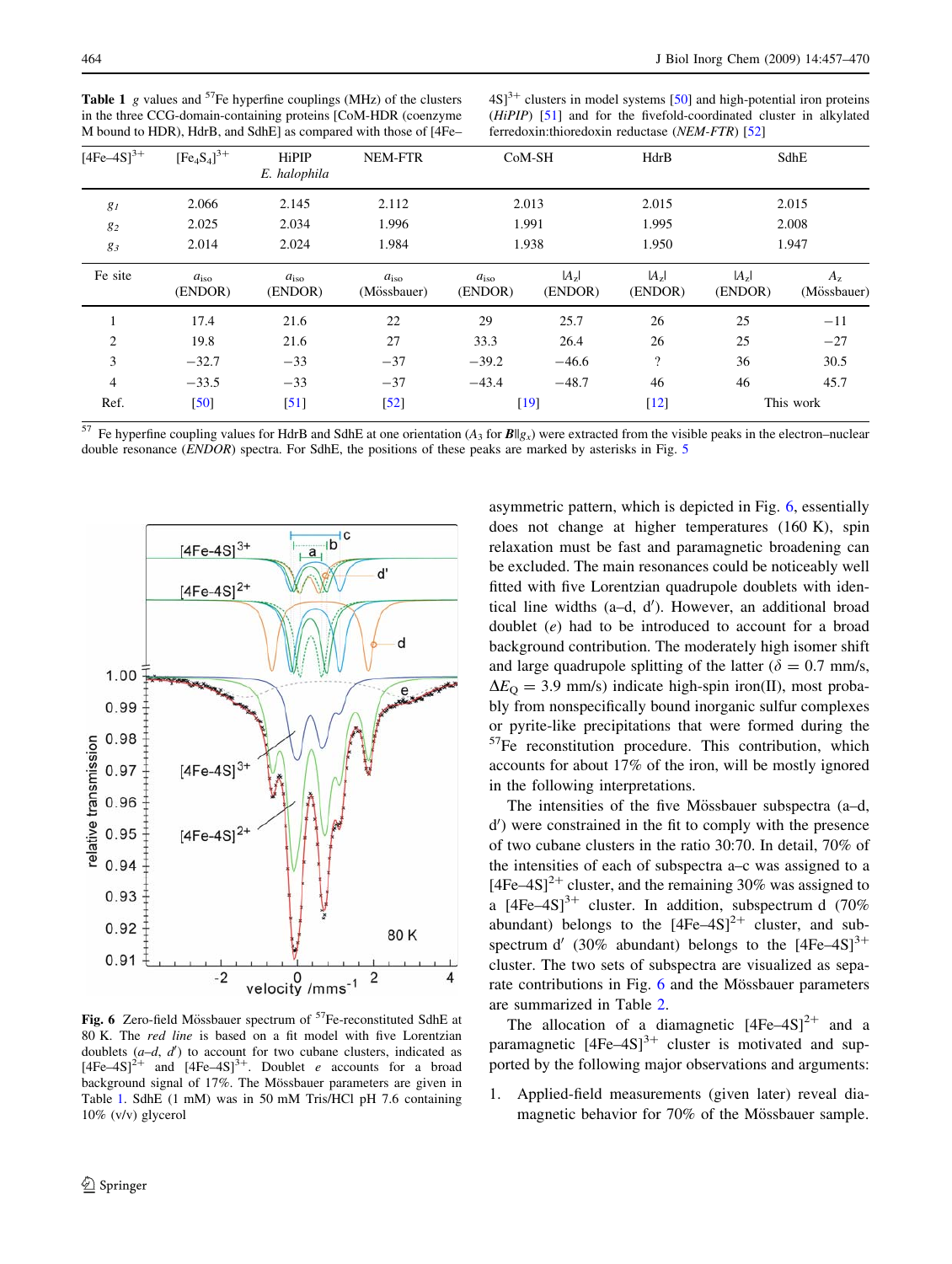**Table 1** $g$ values and $^{57}$Fe hyperfine couplings (MHz) of the clusters in the three CCG-domain-containing proteins [CoM-HDR (coenzyme M bound to HDR), HdrB, and SdhE] as compared with those of $[4Fe–4S]^{3+}$ clusters in model systems [50] and high-potential iron proteins (*HiPIP*) [51] and for the fivefold-coordinated cluster in alkylated ferredoxin:thioredoxin reductase (*NEM-FTR*) [52]

| $[4Fe–4S]^{3+}$ | $[Fe_4S_4]^{3+}$ | HiPIP *E. halophila* | NEM-FTR | CoM-SH | | HdrB | SdhE | |
|---|---|---|---|---|---|---|---|---|
| $g_1$ | 2.066 | 2.145 | 2.112 | 2.013 | | 2.015 | 2.015 | |
| $g_2$ | 2.025 | 2.034 | 1.996 | 1.991 | | 1.995 | 2.008 | |
| $g_3$ | 2.014 | 2.024 | 1.984 | 1.938 | | 1.950 | 1.947 | |
| Fe site | $a_{iso}$ (ENDOR) | $a_{iso}$ (ENDOR) | $a_{iso}$ (Mössbauer) | $a_{iso}$ (ENDOR) | $\vert A_z\vert$ (ENDOR) | $\vert A_z\vert$ (ENDOR) | $\vert A_z\vert$ (ENDOR) | $A_z$ (Mössbauer) |
| 1 | 17.4 | 21.6 | 22 | 29 | 25.7 | 26 | 25 | −11 |
| 2 | 19.8 | 21.6 | 27 | 33.3 | 26.4 | 26 | 25 | −27 |
| 3 | −32.7 | −33 | −37 | −39.2 | −46.6 | ? | 36 | 30.5 |
| 4 | −33.5 | −33 | −37 | −43.4 | −48.7 | 46 | 46 | 45.7 |
| Ref. | [50] | [51] | [52] | [19] | | [12] | This work | |

$^{57}$Fe hyperfine coupling values for HdrB and SdhE at one orientation ($A_3$ for $\boldsymbol{B} \| g_x$) were extracted from the visible peaks in the electron–nuclear double resonance (*ENDOR*) spectra. For SdhE, the positions of these peaks are marked by asterisks in Fig. 5

**Fig. 6** Zero-field Mössbauer spectrum of $^{57}$Fe-reconstituted SdhE at 80 K. The *red line* is based on a fit model with five Lorentzian doublets (*a–d*, *d′*) to account for two cubane clusters, indicated as $[4Fe–4S]^{2+}$ and $[4Fe–4S]^{3+}$. Doublet *e* accounts for a broad background signal of 17%. The Mössbauer parameters are given in Table 1. SdhE (1 mM) was in 50 mM Tris/HCl pH 7.6 containing 10% (v/v) glycerol

asymmetric pattern, which is depicted in Fig. 6, essentially does not change at higher temperatures (160 K), spin relaxation must be fast and paramagnetic broadening can be excluded. The main resonances could be noticeably well fitted with five Lorentzian quadrupole doublets with identical line widths (a–d, d′). However, an additional broad doublet (*e*) had to be introduced to account for a broad background contribution. The moderately high isomer shift and large quadrupole splitting of the latter ($\delta = 0.7$ mm/s, $\Delta E_Q = 3.9$ mm/s) indicate high-spin iron(II), most probably from nonspecifically bound inorganic sulfur complexes or pyrite-like precipitations that were formed during the $^{57}$Fe reconstitution procedure. This contribution, which accounts for about 17% of the iron, will be mostly ignored in the following interpretations.

The intensities of the five Mössbauer subspectra (a–d, d′) were constrained in the fit to comply with the presence of two cubane clusters in the ratio 30:70. In detail, 70% of the intensities of each of subspectra a–c was assigned to a $[4Fe–4S]^{2+}$ cluster, and the remaining 30% was assigned to a $[4Fe–4S]^{3+}$ cluster. In addition, subspectrum d (70% abundant) belongs to the $[4Fe–4S]^{2+}$ cluster, and subspectrum d′ (30% abundant) belongs to the $[4Fe–4S]^{3+}$ cluster. The two sets of subspectra are visualized as separate contributions in Fig. 6 and the Mössbauer parameters are summarized in Table 2.

The allocation of a diamagnetic $[4Fe–4S]^{2+}$ and a paramagnetic $[4Fe–4S]^{3+}$ cluster is motivated and supported by the following major observations and arguments:

1. Applied-field measurements (given later) reveal diamagnetic behavior for 70% of the Mössbauer sample.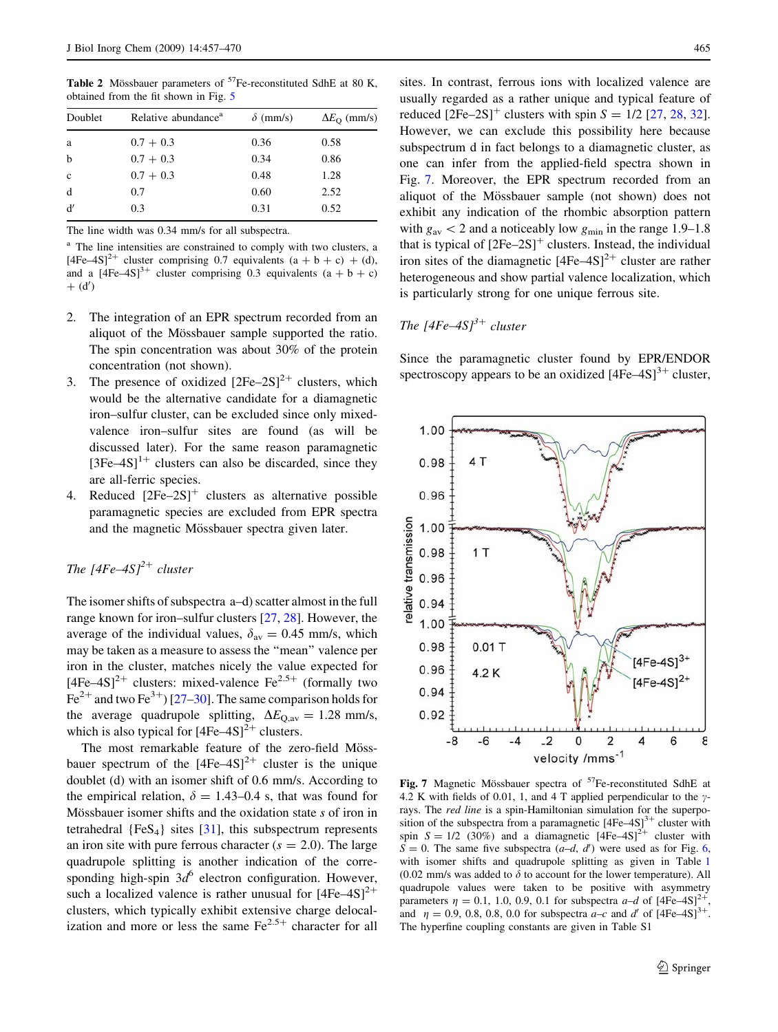**Table 2** Mössbauer parameters of $^{57}$Fe-reconstituted SdhE at 80 K, obtained from the fit shown in Fig. 5

| Doublet | Relative abundance[a] | $\delta$ (mm/s) | $\Delta E_Q$ (mm/s) |
|---|---|---|---|
| a | 0.7 + 0.3 | 0.36 | 0.58 |
| b | 0.7 + 0.3 | 0.34 | 0.86 |
| c | 0.7 + 0.3 | 0.48 | 1.28 |
| d | 0.7 | 0.60 | 2.52 |
| d′ | 0.3 | 0.31 | 0.52 |

The line width was 0.34 mm/s for all subspectra.

[a] The line intensities are constrained to comply with two clusters, a $[4Fe–4S]^{2+}$ cluster comprising 0.7 equivalents (a + b + c) + (d), and a $[4Fe–4S]^{3+}$ cluster comprising 0.3 equivalents (a + b + c) + (d′)

2. The integration of an EPR spectrum recorded from an aliquot of the Mössbauer sample supported the ratio. The spin concentration was about 30% of the protein concentration (not shown).
3. The presence of oxidized $[2Fe–2S]^{2+}$ clusters, which would be the alternative candidate for a diamagnetic iron–sulfur cluster, can be excluded since only mixed-valence iron–sulfur sites are found (as will be discussed later). For the same reason paramagnetic $[3Fe–4S]^{1+}$ clusters can also be discarded, since they are all-ferric species.
4. Reduced $[2Fe–2S]^{+}$ clusters as alternative possible paramagnetic species are excluded from EPR spectra and the magnetic Mössbauer spectra given later.

*The $[4Fe–4S]^{2+}$ cluster*

The isomer shifts of subspectra a–d) scatter almost in the full range known for iron–sulfur clusters [27, 28]. However, the average of the individual values, $\delta_{av}$ = 0.45 mm/s, which may be taken as a measure to assess the "mean" valence per iron in the cluster, matches nicely the value expected for $[4Fe–4S]^{2+}$ clusters: mixed-valence $Fe^{2.5+}$ (formally two $Fe^{2+}$ and two $Fe^{3+}$) [27–30]. The same comparison holds for the average quadrupole splitting, $\Delta E_{Q,av}$ = 1.28 mm/s, which is also typical for $[4Fe–4S]^{2+}$ clusters.

The most remarkable feature of the zero-field Mössbauer spectrum of the $[4Fe–4S]^{2+}$ cluster is the unique doublet (d) with an isomer shift of 0.6 mm/s. According to the empirical relation, $\delta$ = 1.43–0.4 s, that was found for Mössbauer isomer shifts and the oxidation state *s* of iron in tetrahedral $\{FeS_4\}$ sites [31], this subspectrum represents an iron site with pure ferrous character (*s* = 2.0). The large quadrupole splitting is another indication of the corresponding high-spin $3d^6$ electron configuration. However, such a localized valence is rather unusual for $[4Fe–4S]^{2+}$ clusters, which typically exhibit extensive charge delocalization and more or less the same $Fe^{2.5+}$ character for all sites. In contrast, ferrous ions with localized valence are usually regarded as a rather unique and typical feature of reduced $[2Fe–2S]^{+}$ clusters with spin *S* = 1/2 [27, 28, 32]. However, we can exclude this possibility here because subspectrum d in fact belongs to a diamagnetic cluster, as one can infer from the applied-field spectra shown in Fig. 7. Moreover, the EPR spectrum recorded from an aliquot of the Mössbauer sample (not shown) does not exhibit any indication of the rhombic absorption pattern with $g_{av} < 2$ and a noticeably low $g_{min}$ in the range 1.9–1.8 that is typical of $[2Fe–2S]^{+}$ clusters. Instead, the individual iron sites of the diamagnetic $[4Fe–4S]^{2+}$ cluster are rather heterogeneous and show partial valence localization, which is particularly strong for one unique ferrous site.

*The $[4Fe–4S]^{3+}$ cluster*

Since the paramagnetic cluster found by EPR/ENDOR spectroscopy appears to be an oxidized $[4Fe–4S]^{3+}$ cluster,

**Fig. 7** Magnetic Mössbauer spectra of $^{57}$Fe-reconstituted SdhE at 4.2 K with fields of 0.01, 1, and 4 T applied perpendicular to the $\gamma$-rays. The *red line* is a spin-Hamiltonian simulation for the superposition of the subspectra from a paramagnetic $[4Fe–4S]^{3+}$ cluster with spin *S* = 1/2 (30%) and a diamagnetic $[4Fe–4S]^{2+}$ cluster with *S* = 0. The same five subspectra (*a–d, d′*) were used as for Fig. 6, with isomer shifts and quadrupole splitting as given in Table 1 (0.02 mm/s was added to $\delta$ to account for the lower temperature). All quadrupole values were taken to be positive with asymmetry parameters $\eta$ = 0.1, 1.0, 0.9, 0.1 for subspectra *a–d* of $[4Fe–4S]^{2+}$, and $\eta$ = 0.9, 0.8, 0.8, 0.0 for subspectra *a–c* and *d′* of $[4Fe–4S]^{3+}$. The hyperfine coupling constants are given in Table S1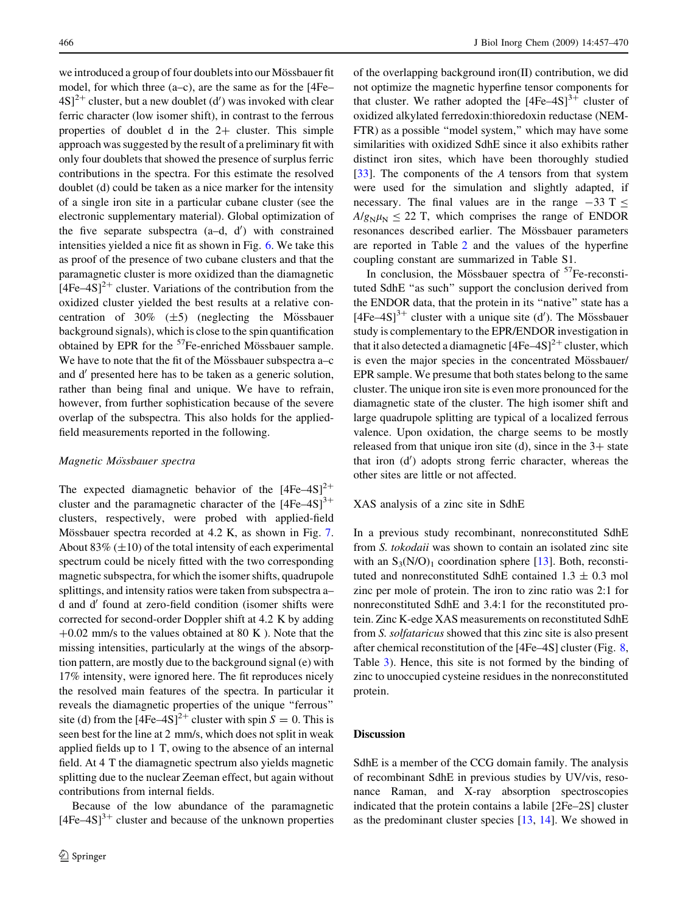we introduced a group of four doublets into our Mössbauer fit model, for which three (a–c), are the same as for the $[4Fe–4S]^{2+}$ cluster, but a new doublet (d′) was invoked with clear ferric character (low isomer shift), in contrast to the ferrous properties of doublet d in the 2+ cluster. This simple approach was suggested by the result of a preliminary fit with only four doublets that showed the presence of surplus ferric contributions in the spectra. For this estimate the resolved doublet (d) could be taken as a nice marker for the intensity of a single iron site in a particular cubane cluster (see the electronic supplementary material). Global optimization of the five separate subspectra (a–d, d′) with constrained intensities yielded a nice fit as shown in Fig. 6. We take this as proof of the presence of two cubane clusters and that the paramagnetic cluster is more oxidized than the diamagnetic $[4Fe–4S]^{2+}$ cluster. Variations of the contribution from the oxidized cluster yielded the best results at a relative concentration of 30% (±5) (neglecting the Mössbauer background signals), which is close to the spin quantification obtained by EPR for the $^{57}$Fe-enriched Mössbauer sample. We have to note that the fit of the Mössbauer subspectra a–c and d′ presented here has to be taken as a generic solution, rather than being final and unique. We have to refrain, however, from further sophistication because of the severe overlap of the subspectra. This also holds for the applied-field measurements reported in the following.

*Magnetic Mössbauer spectra*

The expected diamagnetic behavior of the $[4Fe–4S]^{2+}$ cluster and the paramagnetic character of the $[4Fe–4S]^{3+}$ clusters, respectively, were probed with applied-field Mössbauer spectra recorded at 4.2 K, as shown in Fig. 7. About 83% (±10) of the total intensity of each experimental spectrum could be nicely fitted with the two corresponding magnetic subspectra, for which the isomer shifts, quadrupole splittings, and intensity ratios were taken from subspectra a–d and d′ found at zero-field condition (isomer shifts were corrected for second-order Doppler shift at 4.2 K by adding +0.02 mm/s to the values obtained at 80 K ). Note that the missing intensities, particularly at the wings of the absorption pattern, are mostly due to the background signal (e) with 17% intensity, were ignored here. The fit reproduces nicely the resolved main features of the spectra. In particular it reveals the diamagnetic properties of the unique "ferrous" site (d) from the $[4Fe–4S]^{2+}$ cluster with spin $S = 0$. This is seen best for the line at 2 mm/s, which does not split in weak applied fields up to 1 T, owing to the absence of an internal field. At 4 T the diamagnetic spectrum also yields magnetic splitting due to the nuclear Zeeman effect, but again without contributions from internal fields.

Because of the low abundance of the paramagnetic $[4Fe–4S]^{3+}$ cluster and because of the unknown properties of the overlapping background iron(II) contribution, we did not optimize the magnetic hyperfine tensor components for that cluster. We rather adopted the $[4Fe–4S]^{3+}$ cluster of oxidized alkylated ferredoxin:thioredoxin reductase (NEM-FTR) as a possible "model system," which may have some similarities with oxidized SdhE since it also exhibits rather distinct iron sites, which have been thoroughly studied [33]. The components of the *A* tensors from that system were used for the simulation and slightly adapted, if necessary. The final values are in the range $-33\ \mathrm{T} \leq A/g_N\mu_N \leq 22\ \mathrm{T}$, which comprises the range of ENDOR resonances described earlier. The Mössbauer parameters are reported in Table 2 and the values of the hyperfine coupling constant are summarized in Table S1.

In conclusion, the Mössbauer spectra of $^{57}$Fe-reconstituted SdhE "as such" support the conclusion derived from the ENDOR data, that the protein in its "native" state has a $[4Fe–4S]^{3+}$ cluster with a unique site (d′). The Mössbauer study is complementary to the EPR/ENDOR investigation in that it also detected a diamagnetic $[4Fe–4S]^{2+}$ cluster, which is even the major species in the concentrated Mössbauer/EPR sample. We presume that both states belong to the same cluster. The unique iron site is even more pronounced for the diamagnetic state of the cluster. The high isomer shift and large quadrupole splitting are typical of a localized ferrous valence. Upon oxidation, the charge seems to be mostly released from that unique iron site (d), since in the 3+ state that iron (d′) adopts strong ferric character, whereas the other sites are little or not affected.

## XAS analysis of a zinc site in SdhE

In a previous study recombinant, nonreconstituted SdhE from *S. tokodaii* was shown to contain an isolated zinc site with an $S_3(N/O)_1$ coordination sphere [13]. Both, reconstituted and nonreconstituted SdhE contained 1.3 ± 0.3 mol zinc per mole of protein. The iron to zinc ratio was 2:1 for nonreconstituted SdhE and 3.4:1 for the reconstituted protein. Zinc K-edge XAS measurements on reconstituted SdhE from *S. solfataricus* showed that this zinc site is also present after chemical reconstitution of the [4Fe–4S] cluster (Fig. 8, Table 3). Hence, this site is not formed by the binding of zinc to unoccupied cysteine residues in the nonreconstituted protein.

## Discussion

SdhE is a member of the CCG domain family. The analysis of recombinant SdhE in previous studies by UV/vis, resonance Raman, and X-ray absorption spectroscopies indicated that the protein contains a labile [2Fe–2S] cluster as the predominant cluster species [13, 14]. We showed in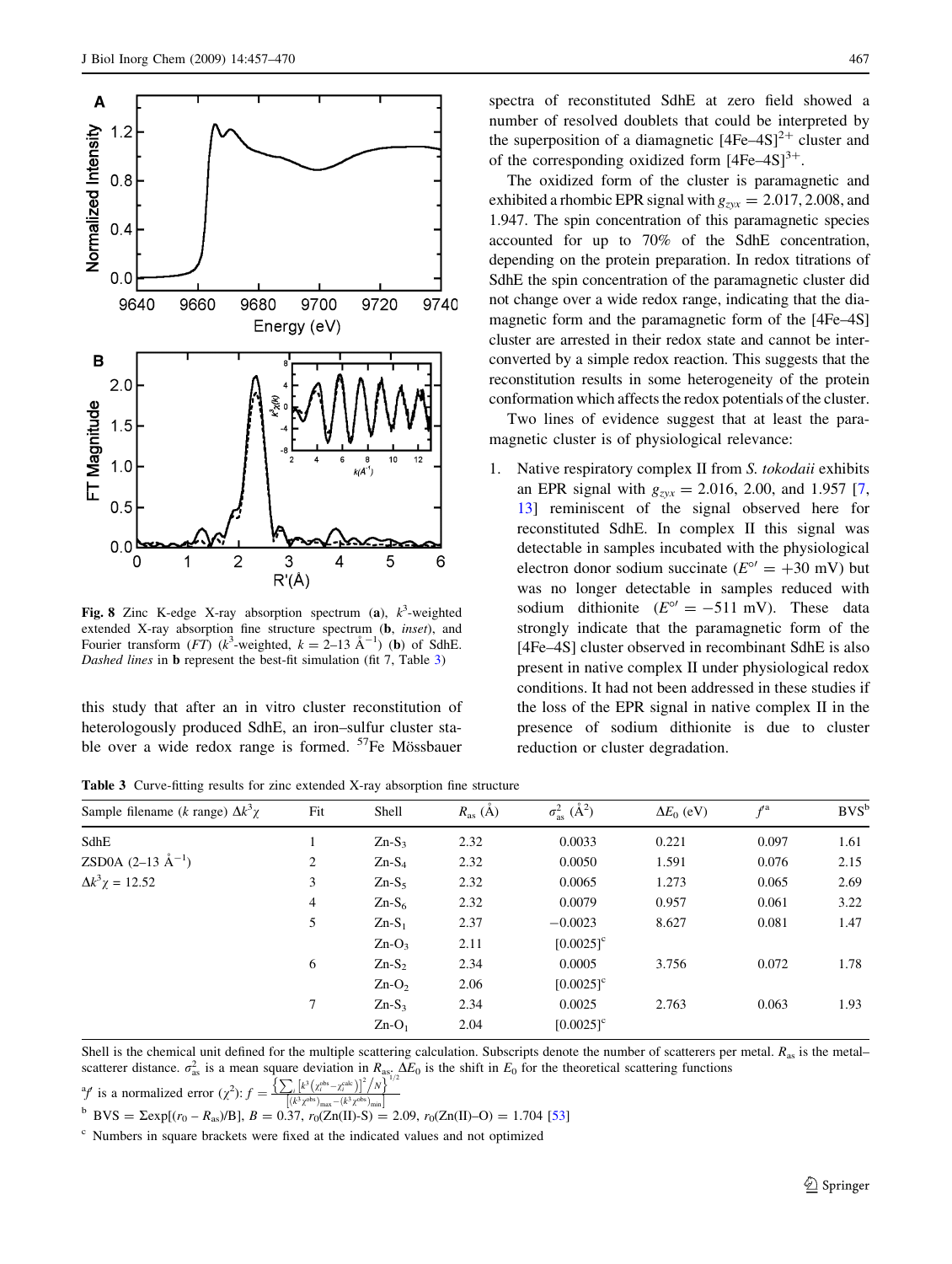Fig. 8 Zinc K-edge X-ray absorption spectrum (**a**), $k^3$-weighted extended X-ray absorption fine structure spectrum (**b**, *inset*), and Fourier transform (*FT*) ($k^3$-weighted, $k = 2–13$ Å$^{-1}$) (**b**) of SdhE. *Dashed lines* in **b** represent the best-fit simulation (fit 7, Table 3)

this study that after an in vitro cluster reconstitution of heterologously produced SdhE, an iron–sulfur cluster stable over a wide redox range is formed. $^{57}$Fe Mössbauer spectra of reconstituted SdhE at zero field showed a number of resolved doublets that could be interpreted by the superposition of a diamagnetic $[4Fe–4S]^{2+}$ cluster and of the corresponding oxidized form $[4Fe–4S]^{3+}$.

The oxidized form of the cluster is paramagnetic and exhibited a rhombic EPR signal with $g_{zyx} = 2.017, 2.008$, and 1.947. The spin concentration of this paramagnetic species accounted for up to 70% of the SdhE concentration, depending on the protein preparation. In redox titrations of SdhE the spin concentration of the paramagnetic cluster did not change over a wide redox range, indicating that the diamagnetic form and the paramagnetic form of the [4Fe–4S] cluster are arrested in their redox state and cannot be interconverted by a simple redox reaction. This suggests that the reconstitution results in some heterogeneity of the protein conformation which affects the redox potentials of the cluster.

Two lines of evidence suggest that at least the paramagnetic cluster is of physiological relevance:

1. Native respiratory complex II from *S. tokodaii* exhibits an EPR signal with $g_{zyx} = 2.016$, 2.00, and 1.957 [7, 13] reminiscent of the signal observed here for reconstituted SdhE. In complex II this signal was detectable in samples incubated with the physiological electron donor sodium succinate ($E^{\circ\prime} = +30$ mV) but was no longer detectable in samples reduced with sodium dithionite ($E^{\circ\prime} = -511$ mV). These data strongly indicate that the paramagnetic form of the [4Fe–4S] cluster observed in recombinant SdhE is also present in native complex II under physiological redox conditions. It had not been addressed in these studies if the loss of the EPR signal in native complex II in the presence of sodium dithionite is due to cluster reduction or cluster degradation.

**Table 3** Curve-fitting results for zinc extended X-ray absorption fine structure

| Sample filename ($k$ range) $\Delta k^3\chi$ | Fit | Shell | $R_{as}$ (Å) | $\sigma^2_{as}$ (Å$^2$) | $\Delta E_0$ (eV) | $f'^{a}$ | BVS[b] |
|---|---|---|---|---|---|---|---|
| SdhE | 1 | Zn-S$_3$ | 2.32 | 0.0033 | 0.221 | 0.097 | 1.61 |
| ZSD0A (2–13 Å$^{-1}$) | 2 | Zn-S$_4$ | 2.32 | 0.0050 | 1.591 | 0.076 | 2.15 |
| $\Delta k^3\chi = 12.52$ | 3 | Zn-S$_5$ | 2.32 | 0.0065 | 1.273 | 0.065 | 2.69 |
| | 4 | Zn-S$_6$ | 2.32 | 0.0079 | 0.957 | 0.061 | 3.22 |
| | 5 | Zn-S$_1$ | 2.37 | −0.0023 | 8.627 | 0.081 | 1.47 |
| | | Zn-O$_3$ | 2.11 | [0.0025][c] | | | |
| | 6 | Zn-S$_2$ | 2.34 | 0.0005 | 3.756 | 0.072 | 1.78 |
| | | Zn-O$_2$ | 2.06 | [0.0025][c] | | | |
| | 7 | Zn-S$_3$ | 2.34 | 0.0025 | 2.763 | 0.063 | 1.93 |
| | | Zn-O$_1$ | 2.04 | [0.0025][c] | | | |

Shell is the chemical unit defined for the multiple scattering calculation. Subscripts denote the number of scatterers per metal. $R_{as}$ is the metal–scatterer distance. $\sigma^2_{as}$ is a mean square deviation in $R_{as}$. $\Delta E_0$ is the shift in $E_0$ for the theoretical scattering functions

[a] $f'$ is a normalized error ($\chi^2$): $f = \frac{\left\{\sum_i \left[k^3\left(\chi_i^{obs} - \chi_i^{calc}\right)\right]^2 / N\right\}^{1/2}}{\left[\left(k^3\chi^{obs}\right)_{max} - \left(k^3\chi^{obs}\right)_{min}\right]}$

[b] BVS = $\Sigma \exp[(r_0 - R_{as})/B]$, $B = 0.37$, $r_0$(Zn(II)-S) = 2.09, $r_0$(Zn(II)–O) = 1.704 [53]

[c] Numbers in square brackets were fixed at the indicated values and not optimized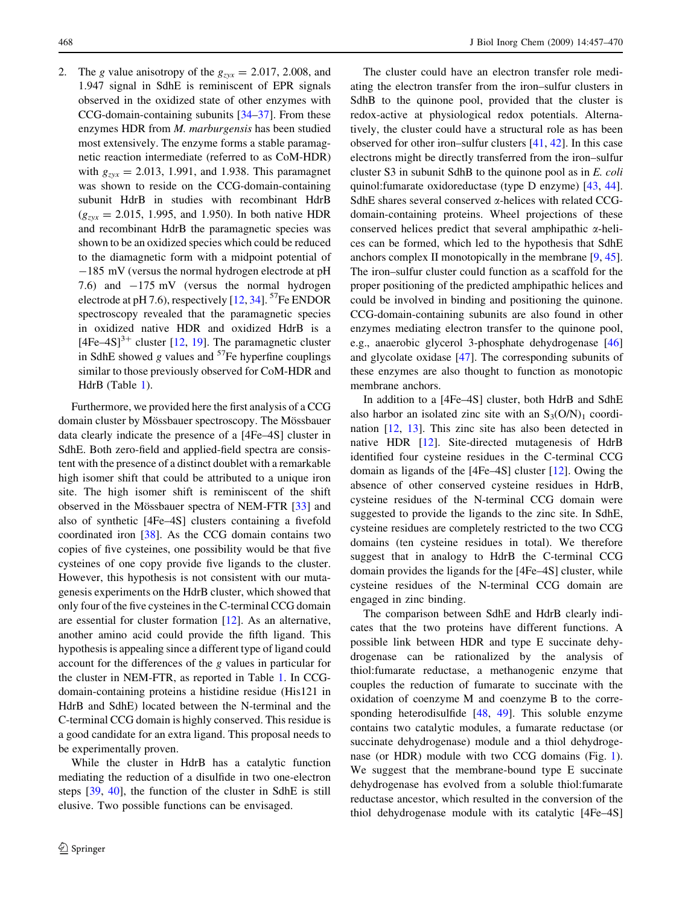2. The *g* value anisotropy of the $g_{zyx}$ = 2.017, 2.008, and 1.947 signal in SdhE is reminiscent of EPR signals observed in the oxidized state of other enzymes with CCG-domain-containing subunits [34–37]. From these enzymes HDR from *M. marburgensis* has been studied most extensively. The enzyme forms a stable paramagnetic reaction intermediate (referred to as CoM-HDR) with $g_{zyx}$ = 2.013, 1.991, and 1.938. This paramagnet was shown to reside on the CCG-domain-containing subunit HdrB in studies with recombinant HdrB ($g_{zyx}$ = 2.015, 1.995, and 1.950). In both native HDR and recombinant HdrB the paramagnetic species was shown to be an oxidized species which could be reduced to the diamagnetic form with a midpoint potential of −185 mV (versus the normal hydrogen electrode at pH 7.6) and −175 mV (versus the normal hydrogen electrode at pH 7.6), respectively [12, 34]. $^{57}$Fe ENDOR spectroscopy revealed that the paramagnetic species in oxidized native HDR and oxidized HdrB is a $[4Fe–4S]^{3+}$ cluster [12, 19]. The paramagnetic cluster in SdhE showed *g* values and $^{57}$Fe hyperfine couplings similar to those previously observed for CoM-HDR and HdrB (Table 1).

Furthermore, we provided here the first analysis of a CCG domain cluster by Mössbauer spectroscopy. The Mössbauer data clearly indicate the presence of a [4Fe–4S] cluster in SdhE. Both zero-field and applied-field spectra are consistent with the presence of a distinct doublet with a remarkable high isomer shift that could be attributed to a unique iron site. The high isomer shift is reminiscent of the shift observed in the Mössbauer spectra of NEM-FTR [33] and also of synthetic [4Fe–4S] clusters containing a fivefold coordinated iron [38]. As the CCG domain contains two copies of five cysteines, one possibility would be that five cysteines of one copy provide five ligands to the cluster. However, this hypothesis is not consistent with our mutagenesis experiments on the HdrB cluster, which showed that only four of the five cysteines in the C-terminal CCG domain are essential for cluster formation [12]. As an alternative, another amino acid could provide the fifth ligand. This hypothesis is appealing since a different type of ligand could account for the differences of the *g* values in particular for the cluster in NEM-FTR, as reported in Table 1. In CCG-domain-containing proteins a histidine residue (His121 in HdrB and SdhE) located between the N-terminal and the C-terminal CCG domain is highly conserved. This residue is a good candidate for an extra ligand. This proposal needs to be experimentally proven.

While the cluster in HdrB has a catalytic function mediating the reduction of a disulfide in two one-electron steps [39, 40], the function of the cluster in SdhE is still elusive. Two possible functions can be envisaged.

The cluster could have an electron transfer role mediating the electron transfer from the iron–sulfur clusters in SdhB to the quinone pool, provided that the cluster is redox-active at physiological redox potentials. Alternatively, the cluster could have a structural role as has been observed for other iron–sulfur clusters [41, 42]. In this case electrons might be directly transferred from the iron–sulfur cluster S3 in subunit SdhB to the quinone pool as in *E. coli* quinol:fumarate oxidoreductase (type D enzyme) [43, 44]. SdhE shares several conserved α-helices with related CCG-domain-containing proteins. Wheel projections of these conserved helices predict that several amphipathic α-helices can be formed, which led to the hypothesis that SdhE anchors complex II monotopically in the membrane [9, 45]. The iron–sulfur cluster could function as a scaffold for the proper positioning of the predicted amphipathic helices and could be involved in binding and positioning the quinone. CCG-domain-containing subunits are also found in other enzymes mediating electron transfer to the quinone pool, e.g., anaerobic glycerol 3-phosphate dehydrogenase [46] and glycolate oxidase [47]. The corresponding subunits of these enzymes are also thought to function as monotopic membrane anchors.

In addition to a [4Fe–4S] cluster, both HdrB and SdhE also harbor an isolated zinc site with an $S_3(O/N)_1$ coordination [12, 13]. This zinc site has also been detected in native HDR [12]. Site-directed mutagenesis of HdrB identified four cysteine residues in the C-terminal CCG domain as ligands of the [4Fe–4S] cluster [12]. Owing the absence of other conserved cysteine residues in HdrB, cysteine residues of the N-terminal CCG domain were suggested to provide the ligands to the zinc site. In SdhE, cysteine residues are completely restricted to the two CCG domains (ten cysteine residues in total). We therefore suggest that in analogy to HdrB the C-terminal CCG domain provides the ligands for the [4Fe–4S] cluster, while cysteine residues of the N-terminal CCG domain are engaged in zinc binding.

The comparison between SdhE and HdrB clearly indicates that the two proteins have different functions. A possible link between HDR and type E succinate dehydrogenase can be rationalized by the analysis of thiol:fumarate reductase, a methanogenic enzyme that couples the reduction of fumarate to succinate with the oxidation of coenzyme M and coenzyme B to the corresponding heterodisulfide [48, 49]. This soluble enzyme contains two catalytic modules, a fumarate reductase (or succinate dehydrogenase) module and a thiol dehydrogenase (or HDR) module with two CCG domains (Fig. 1). We suggest that the membrane-bound type E succinate dehydrogenase has evolved from a soluble thiol:fumarate reductase ancestor, which resulted in the conversion of the thiol dehydrogenase module with its catalytic [4Fe–4S]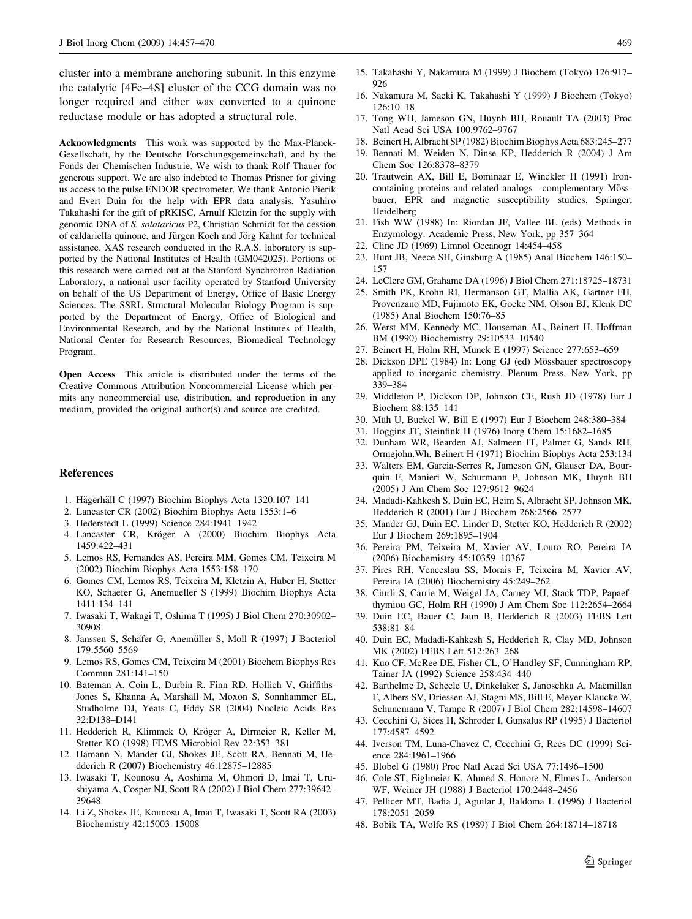cluster into a membrane anchoring subunit. In this enzyme the catalytic [4Fe–4S] cluster of the CCG domain was no longer required and either was converted to a quinone reductase module or has adopted a structural role.

**Acknowledgments** This work was supported by the Max-Planck-Gesellschaft, by the Deutsche Forschungsgemeinschaft, and by the Fonds der Chemischen Industrie. We wish to thank Rolf Thauer for generous support. We are also indebted to Thomas Prisner for giving us access to the pulse ENDOR spectrometer. We thank Antonio Pierik and Evert Duin for the help with EPR data analysis, Yasuhiro Takahashi for the gift of pRKISC, Arnulf Kletzin for the supply with genomic DNA of *S. solataricus* P2, Christian Schmidt for the cession of caldariella quinone, and Jürgen Koch and Jörg Kahnt for technical assistance. XAS research conducted in the R.A.S. laboratory is supported by the National Institutes of Health (GM042025). Portions of this research were carried out at the Stanford Synchrotron Radiation Laboratory, a national user facility operated by Stanford University on behalf of the US Department of Energy, Office of Basic Energy Sciences. The SSRL Structural Molecular Biology Program is supported by the Department of Energy, Office of Biological and Environmental Research, and by the National Institutes of Health, National Center for Research Resources, Biomedical Technology Program.

**Open Access** This article is distributed under the terms of the Creative Commons Attribution Noncommercial License which permits any noncommercial use, distribution, and reproduction in any medium, provided the original author(s) and source are credited.

## References

1. Hägerhäll C (1997) Biochim Biophys Acta 1320:107–141
2. Lancaster CR (2002) Biochim Biophys Acta 1553:1–6
3. Hederstedt L (1999) Science 284:1941–1942
4. Lancaster CR, Kröger A (2000) Biochim Biophys Acta 1459:422–431
5. Lemos RS, Fernandes AS, Pereira MM, Gomes CM, Teixeira M (2002) Biochim Biophys Acta 1553:158–170
6. Gomes CM, Lemos RS, Teixeira M, Kletzin A, Huber H, Stetter KO, Schaefer G, Anemueller S (1999) Biochim Biophys Acta 1411:134–141
7. Iwasaki T, Wakagi T, Oshima T (1995) J Biol Chem 270:30902–30908
8. Janssen S, Schäfer G, Anemüller S, Moll R (1997) J Bacteriol 179:5560–5569
9. Lemos RS, Gomes CM, Teixeira M (2001) Biochem Biophys Res Commun 281:141–150
10. Bateman A, Coin L, Durbin R, Finn RD, Hollich V, Griffiths-Jones S, Khanna A, Marshall M, Moxon S, Sonnhammer EL, Studholme DJ, Yeats C, Eddy SR (2004) Nucleic Acids Res 32:D138–D141
11. Hedderich R, Klimmek O, Kröger A, Dirmeier R, Keller M, Stetter KO (1998) FEMS Microbiol Rev 22:353–381
12. Hamann N, Mander GJ, Shokes JE, Scott RA, Bennati M, Hedderich R (2007) Biochemistry 46:12875–12885
13. Iwasaki T, Kounosu A, Aoshima M, Ohmori D, Imai T, Urushiyama A, Cosper NJ, Scott RA (2002) J Biol Chem 277:39642–39648
14. Li Z, Shokes JE, Kounosu A, Imai T, Iwasaki T, Scott RA (2003) Biochemistry 42:15003–15008
15. Takahashi Y, Nakamura M (1999) J Biochem (Tokyo) 126:917–926
16. Nakamura M, Saeki K, Takahashi Y (1999) J Biochem (Tokyo) 126:10–18
17. Tong WH, Jameson GN, Huynh BH, Rouault TA (2003) Proc Natl Acad Sci USA 100:9762–9767
18. Beinert H, Albracht SP (1982) Biochim Biophys Acta 683:245–277
19. Bennati M, Weiden N, Dinse KP, Hedderich R (2004) J Am Chem Soc 126:8378–8379
20. Trautwein AX, Bill E, Bominaar E, Winckler H (1991) Iron-containing proteins and related analogs—complementary Mössbauer, EPR and magnetic susceptibility studies. Springer, Heidelberg
21. Fish WW (1988) In: Riordan JF, Vallee BL (eds) Methods in Enzymology. Academic Press, New York, pp 357–364
22. Cline JD (1969) Limnol Oceanogr 14:454–458
23. Hunt JB, Neece SH, Ginsburg A (1985) Anal Biochem 146:150–157
24. LeClerc GM, Grahame DA (1996) J Biol Chem 271:18725–18731
25. Smith PK, Krohn RI, Hermanson GT, Mallia AK, Gartner FH, Provenzano MD, Fujimoto EK, Goeke NM, Olson BJ, Klenk DC (1985) Anal Biochem 150:76–85
26. Werst MM, Kennedy MC, Houseman AL, Beinert H, Hoffman BM (1990) Biochemistry 29:10533–10540
27. Beinert H, Holm RH, Münck E (1997) Science 277:653–659
28. Dickson DPE (1984) In: Long GJ (ed) Mössbauer spectroscopy applied to inorganic chemistry. Plenum Press, New York, pp 339–384
29. Middleton P, Dickson DP, Johnson CE, Rush JD (1978) Eur J Biochem 88:135–141
30. Müh U, Buckel W, Bill E (1997) Eur J Biochem 248:380–384
31. Hoggins JT, Steinfink H (1976) Inorg Chem 15:1682–1685
32. Dunham WR, Bearden AJ, Salmeen IT, Palmer G, Sands RH, Ormejohn.Wh, Beinert H (1971) Biochim Biophys Acta 253:134
33. Walters EM, Garcia-Serres R, Jameson GN, Glauser DA, Bourquin F, Manieri W, Schurmann P, Johnson MK, Huynh BH (2005) J Am Chem Soc 127:9612–9624
34. Madadi-Kahkesh S, Duin EC, Heim S, Albracht SP, Johnson MK, Hedderich R (2001) Eur J Biochem 268:2566–2577
35. Mander GJ, Duin EC, Linder D, Stetter KO, Hedderich R (2002) Eur J Biochem 269:1895–1904
36. Pereira PM, Teixeira M, Xavier AV, Louro RO, Pereira IA (2006) Biochemistry 45:10359–10367
37. Pires RH, Venceslau SS, Morais F, Teixeira M, Xavier AV, Pereira IA (2006) Biochemistry 45:249–262
38. Ciurli S, Carrie M, Weigel JA, Carney MJ, Stack TDP, Papaefthymiou GC, Holm RH (1990) J Am Chem Soc 112:2654–2664
39. Duin EC, Bauer C, Jaun B, Hedderich R (2003) FEBS Lett 538:81–84
40. Duin EC, Madadi-Kahkesh S, Hedderich R, Clay MD, Johnson MK (2002) FEBS Lett 512:263–268
41. Kuo CF, McRee DE, Fisher CL, O'Handley SF, Cunningham RP, Tainer JA (1992) Science 258:434–440
42. Barthelme D, Scheele U, Dinkelaker S, Janoschka A, Macmillan F, Albers SV, Driessen AJ, Stagni MS, Bill E, Meyer-Klaucke W, Schunemann V, Tampe R (2007) J Biol Chem 282:14598–14607
43. Cecchini G, Sices H, Schroder I, Gunsalus RP (1995) J Bacteriol 177:4587–4592
44. Iverson TM, Luna-Chavez C, Cecchini G, Rees DC (1999) Science 284:1961–1966
45. Blobel G (1980) Proc Natl Acad Sci USA 77:1496–1500
46. Cole ST, Eiglmeier K, Ahmed S, Honore N, Elmes L, Anderson WF, Weiner JH (1988) J Bacteriol 170:2448–2456
47. Pellicer MT, Badia J, Aguilar J, Baldoma L (1996) J Bacteriol 178:2051–2059
48. Bobik TA, Wolfe RS (1989) J Biol Chem 264:18714–18718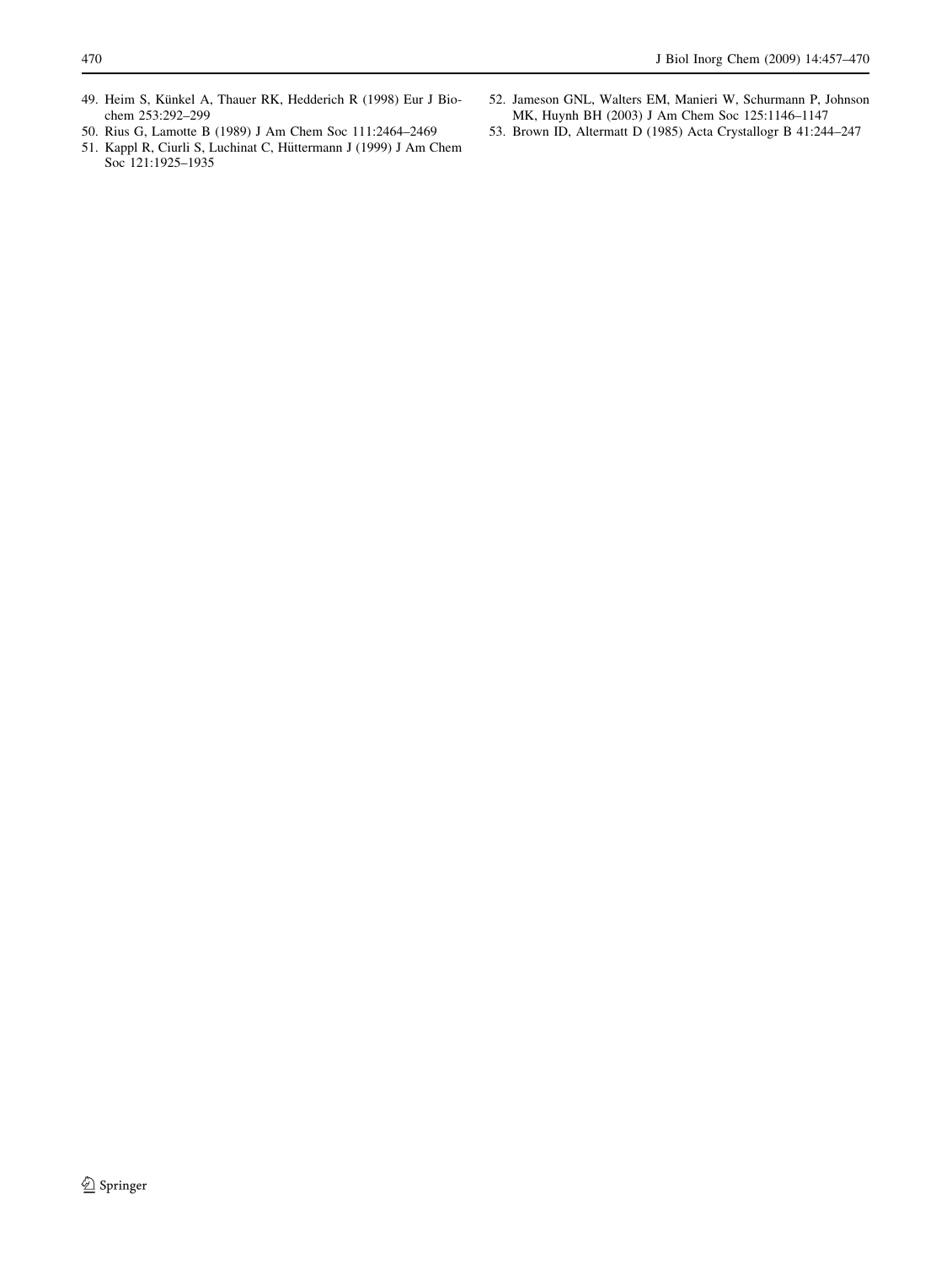49. Heim S, Künkel A, Thauer RK, Hedderich R (1998) Eur J Biochem 253:292–299
50. Rius G, Lamotte B (1989) J Am Chem Soc 111:2464–2469
51. Kappl R, Ciurli S, Luchinat C, Hüttermann J (1999) J Am Chem Soc 121:1925–1935
52. Jameson GNL, Walters EM, Manieri W, Schurmann P, Johnson MK, Huynh BH (2003) J Am Chem Soc 125:1146–1147
53. Brown ID, Altermatt D (1985) Acta Crystallogr B 41:244–247